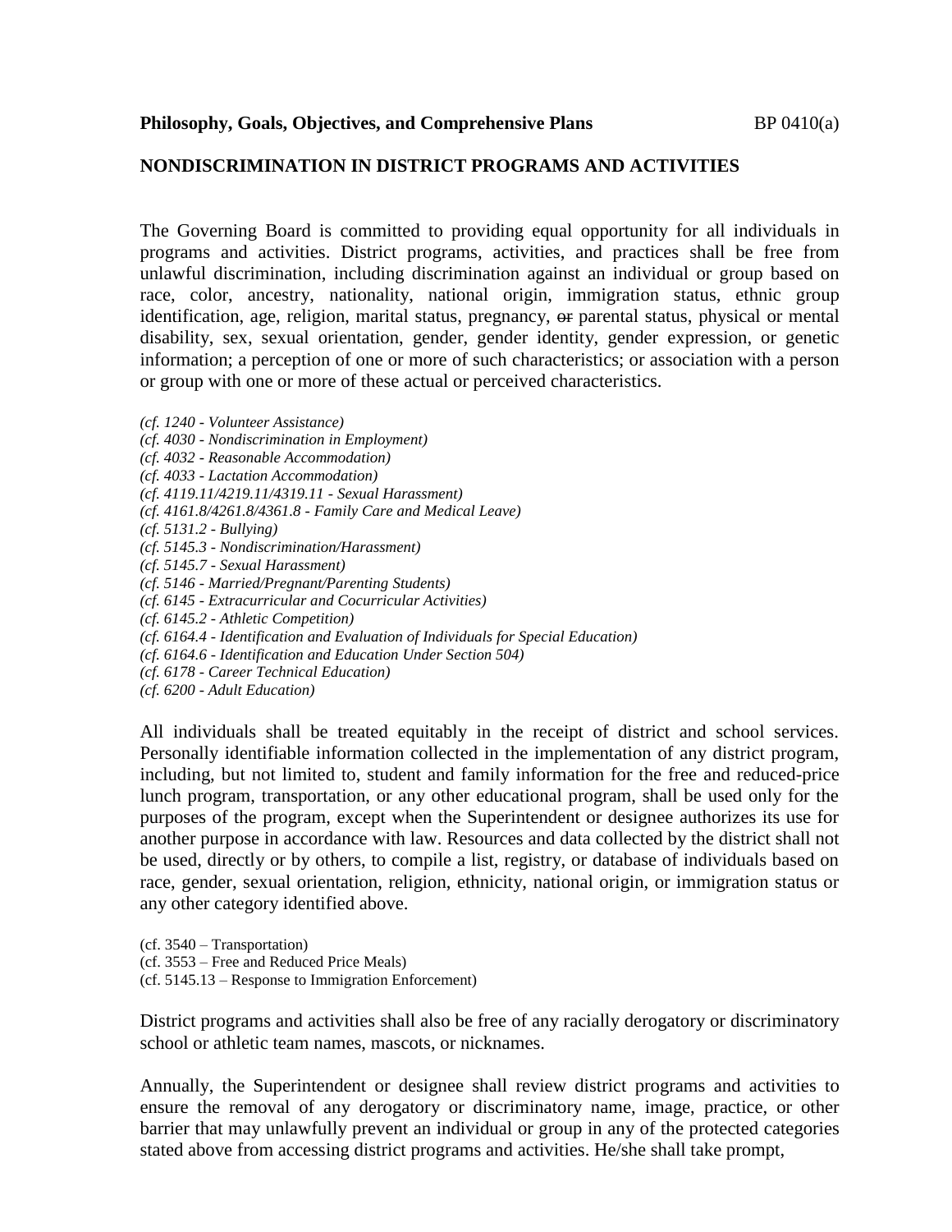**Philosophy, Goals, Objectives, and Comprehensive Plans** BP 0410(a)

## NONDISCRIMINATION IN DISTRICT PROGRAMS AND ACTIVITIES

The Governing Board is committed to providing equal opportunity for all individuals in programs and activities. District programs, activities, and practices shall be free from unlawful discrimination, including discrimination against an individual or group based on race, color, ancestry, nationality, national origin, immigration status, ethnic group identification, age, religion, marital status, pregnancy, ~~or~~ parental status, physical or mental disability, sex, sexual orientation, gender, gender identity, gender expression, or genetic information; a perception of one or more of such characteristics; or association with a person or group with one or more of these actual or perceived characteristics.

*(cf. 1240 - Volunteer Assistance)*
*(cf. 4030 - Nondiscrimination in Employment)*
*(cf. 4032 - Reasonable Accommodation)*
*(cf. 4033 - Lactation Accommodation)*
*(cf. 4119.11/4219.11/4319.11 - Sexual Harassment)*
*(cf. 4161.8/4261.8/4361.8 - Family Care and Medical Leave)*
*(cf. 5131.2 - Bullying)*
*(cf. 5145.3 - Nondiscrimination/Harassment)*
*(cf. 5145.7 - Sexual Harassment)*
*(cf. 5146 - Married/Pregnant/Parenting Students)*
*(cf. 6145 - Extracurricular and Cocurricular Activities)*
*(cf. 6145.2 - Athletic Competition)*
*(cf. 6164.4 - Identification and Evaluation of Individuals for Special Education)*
*(cf. 6164.6 - Identification and Education Under Section 504)*
*(cf. 6178 - Career Technical Education)*
*(cf. 6200 - Adult Education)*

All individuals shall be treated equitably in the receipt of district and school services. Personally identifiable information collected in the implementation of any district program, including, but not limited to, student and family information for the free and reduced-price lunch program, transportation, or any other educational program, shall be used only for the purposes of the program, except when the Superintendent or designee authorizes its use for another purpose in accordance with law. Resources and data collected by the district shall not be used, directly or by others, to compile a list, registry, or database of individuals based on race, gender, sexual orientation, religion, ethnicity, national origin, or immigration status or any other category identified above.

(cf. 3540 – Transportation)
(cf. 3553 – Free and Reduced Price Meals)
(cf. 5145.13 – Response to Immigration Enforcement)

District programs and activities shall also be free of any racially derogatory or discriminatory school or athletic team names, mascots, or nicknames.

Annually, the Superintendent or designee shall review district programs and activities to ensure the removal of any derogatory or discriminatory name, image, practice, or other barrier that may unlawfully prevent an individual or group in any of the protected categories stated above from accessing district programs and activities. He/she shall take prompt,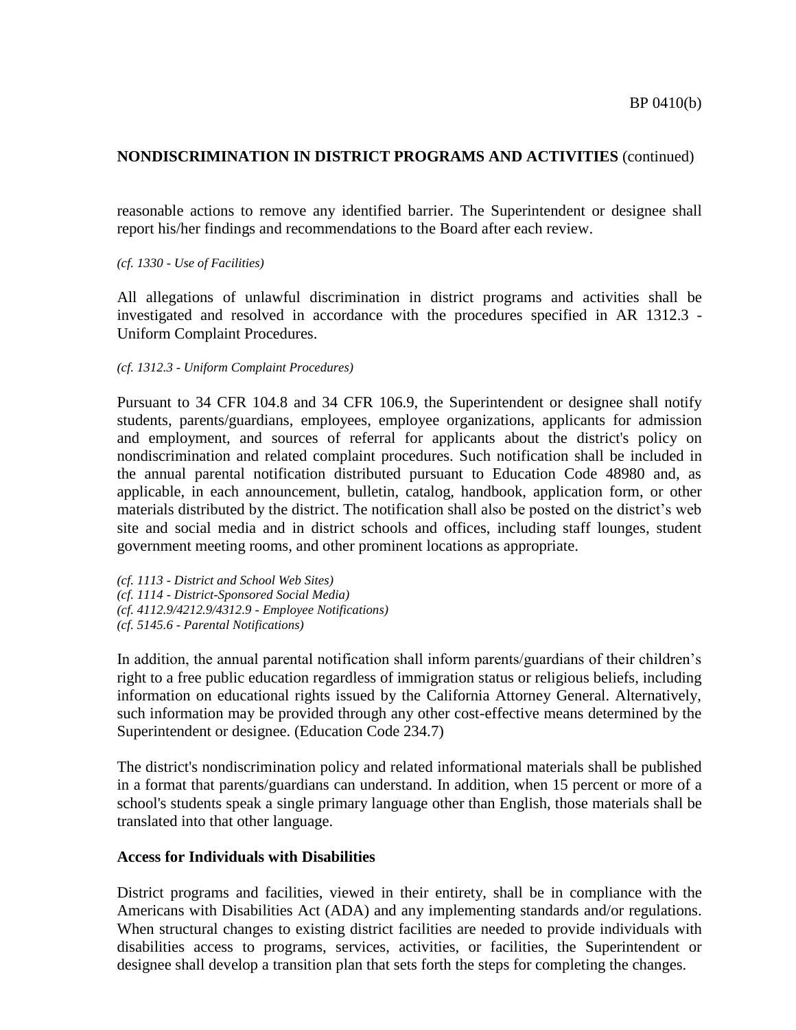reasonable actions to remove any identified barrier. The Superintendent or designee shall report his/her findings and recommendations to the Board after each review.

*(cf. 1330 - Use of Facilities)*

All allegations of unlawful discrimination in district programs and activities shall be investigated and resolved in accordance with the procedures specified in AR 1312.3 - Uniform Complaint Procedures.

*(cf. 1312.3 - Uniform Complaint Procedures)*

Pursuant to 34 CFR 104.8 and 34 CFR 106.9, the Superintendent or designee shall notify students, parents/guardians, employees, employee organizations, applicants for admission and employment, and sources of referral for applicants about the district's policy on nondiscrimination and related complaint procedures. Such notification shall be included in the annual parental notification distributed pursuant to Education Code 48980 and, as applicable, in each announcement, bulletin, catalog, handbook, application form, or other materials distributed by the district. The notification shall also be posted on the district's web site and social media and in district schools and offices, including staff lounges, student government meeting rooms, and other prominent locations as appropriate.

*(cf. 1113 - District and School Web Sites)*
*(cf. 1114 - District-Sponsored Social Media)*
*(cf. 4112.9/4212.9/4312.9 - Employee Notifications)*
*(cf. 5145.6 - Parental Notifications)*

In addition, the annual parental notification shall inform parents/guardians of their children's right to a free public education regardless of immigration status or religious beliefs, including information on educational rights issued by the California Attorney General. Alternatively, such information may be provided through any other cost-effective means determined by the Superintendent or designee. (Education Code 234.7)

The district's nondiscrimination policy and related informational materials shall be published in a format that parents/guardians can understand. In addition, when 15 percent or more of a school's students speak a single primary language other than English, those materials shall be translated into that other language.

**Access for Individuals with Disabilities**

District programs and facilities, viewed in their entirety, shall be in compliance with the Americans with Disabilities Act (ADA) and any implementing standards and/or regulations. When structural changes to existing district facilities are needed to provide individuals with disabilities access to programs, services, activities, or facilities, the Superintendent or designee shall develop a transition plan that sets forth the steps for completing the changes.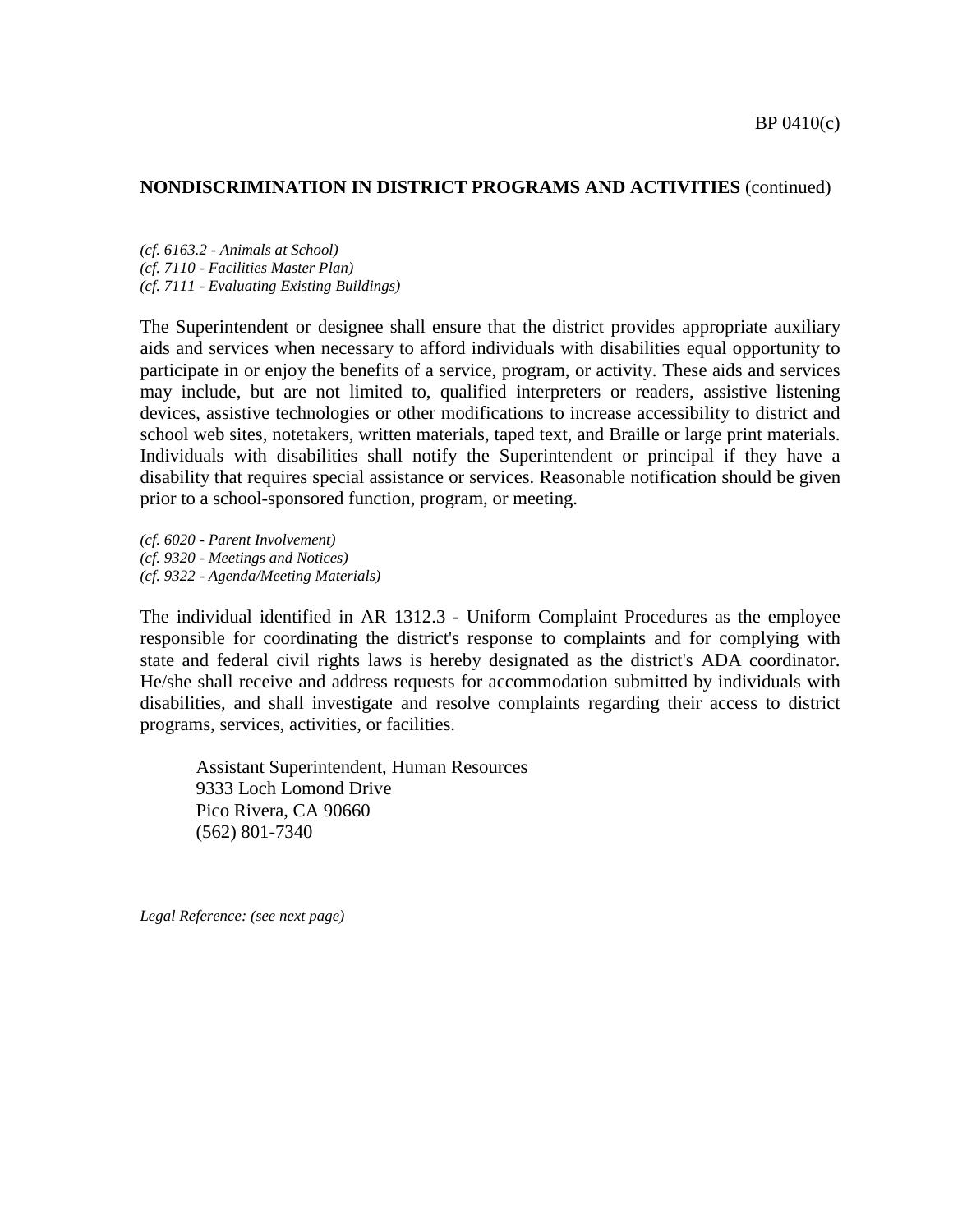**NONDISCRIMINATION IN DISTRICT PROGRAMS AND ACTIVITIES** (continued)

*(cf. 6163.2 - Animals at School)*
*(cf. 7110 - Facilities Master Plan)*
*(cf. 7111 - Evaluating Existing Buildings)*

The Superintendent or designee shall ensure that the district provides appropriate auxiliary aids and services when necessary to afford individuals with disabilities equal opportunity to participate in or enjoy the benefits of a service, program, or activity. These aids and services may include, but are not limited to, qualified interpreters or readers, assistive listening devices, assistive technologies or other modifications to increase accessibility to district and school web sites, notetakers, written materials, taped text, and Braille or large print materials. Individuals with disabilities shall notify the Superintendent or principal if they have a disability that requires special assistance or services. Reasonable notification should be given prior to a school-sponsored function, program, or meeting.

*(cf. 6020 - Parent Involvement)*
*(cf. 9320 - Meetings and Notices)*
*(cf. 9322 - Agenda/Meeting Materials)*

The individual identified in AR 1312.3 - Uniform Complaint Procedures as the employee responsible for coordinating the district's response to complaints and for complying with state and federal civil rights laws is hereby designated as the district's ADA coordinator. He/she shall receive and address requests for accommodation submitted by individuals with disabilities, and shall investigate and resolve complaints regarding their access to district programs, services, activities, or facilities.

Assistant Superintendent, Human Resources
9333 Loch Lomond Drive
Pico Rivera, CA 90660
(562) 801-7340

*Legal Reference: (see next page)*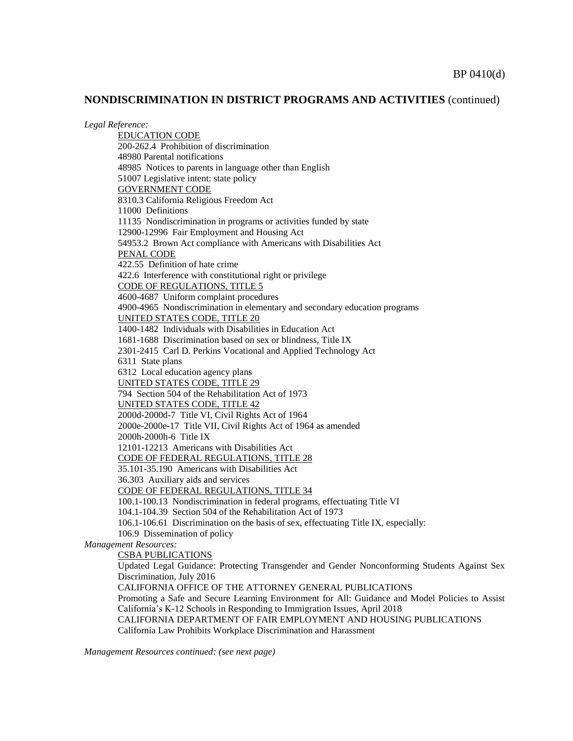## NONDISCRIMINATION IN DISTRICT PROGRAMS AND ACTIVITIES (continued)

*Legal Reference:*

EDUCATION CODE
200-262.4 Prohibition of discrimination
48980 Parental notifications
48985 Notices to parents in language other than English
51007 Legislative intent: state policy

GOVERNMENT CODE
8310.3 California Religious Freedom Act
11000 Definitions
11135 Nondiscrimination in programs or activities funded by state
12900-12996 Fair Employment and Housing Act
54953.2 Brown Act compliance with Americans with Disabilities Act

PENAL CODE
422.55 Definition of hate crime
422.6 Interference with constitutional right or privilege

CODE OF REGULATIONS, TITLE 5
4600-4687 Uniform complaint procedures
4900-4965 Nondiscrimination in elementary and secondary education programs

UNITED STATES CODE, TITLE 20
1400-1482 Individuals with Disabilities in Education Act
1681-1688 Discrimination based on sex or blindness, Title IX
2301-2415 Carl D. Perkins Vocational and Applied Technology Act
6311 State plans
6312 Local education agency plans

UNITED STATES CODE, TITLE 29
794 Section 504 of the Rehabilitation Act of 1973

UNITED STATES CODE, TITLE 42
2000d-2000d-7 Title VI, Civil Rights Act of 1964
2000e-2000e-17 Title VII, Civil Rights Act of 1964 as amended
2000h-2000h-6 Title IX
12101-12213 Americans with Disabilities Act

CODE OF FEDERAL REGULATIONS, TITLE 28
35.101-35.190 Americans with Disabilities Act
36.303 Auxiliary aids and services

CODE OF FEDERAL REGULATIONS, TITLE 34
100.1-100.13 Nondiscrimination in federal programs, effectuating Title VI
104.1-104.39 Section 504 of the Rehabilitation Act of 1973
106.1-106.61 Discrimination on the basis of sex, effectuating Title IX, especially:
106.9 Dissemination of policy

*Management Resources:*

CSBA PUBLICATIONS
Updated Legal Guidance: Protecting Transgender and Gender Nonconforming Students Against Sex Discrimination, July 2016

CALIFORNIA OFFICE OF THE ATTORNEY GENERAL PUBLICATIONS
Promoting a Safe and Secure Learning Environment for All: Guidance and Model Policies to Assist California's K-12 Schools in Responding to Immigration Issues, April 2018

CALIFORNIA DEPARTMENT OF FAIR EMPLOYMENT AND HOUSING PUBLICATIONS
California Law Prohibits Workplace Discrimination and Harassment

*Management Resources continued: (see next page)*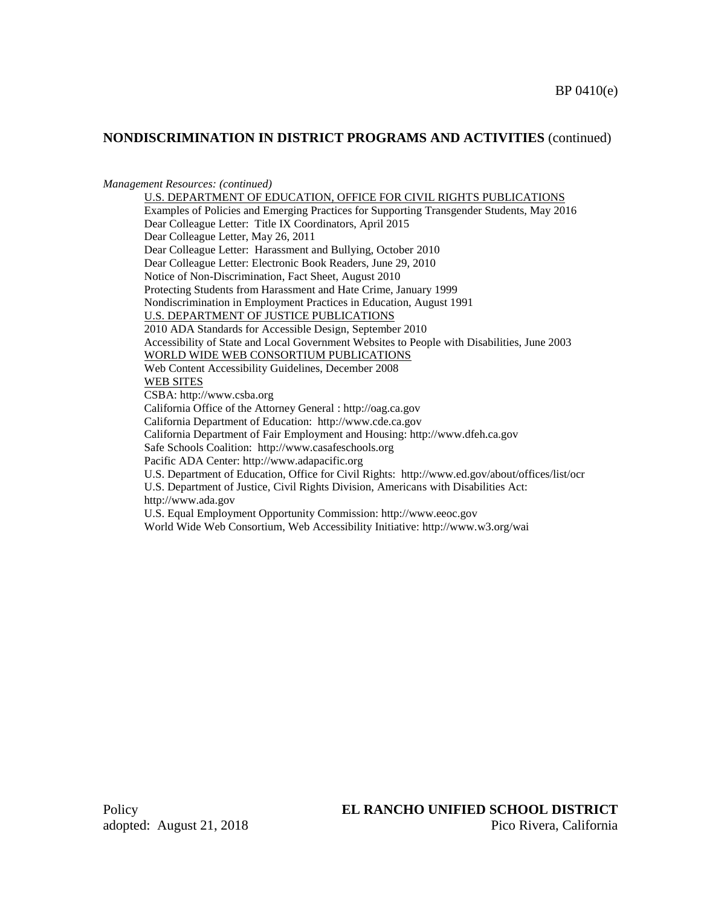## NONDISCRIMINATION IN DISTRICT PROGRAMS AND ACTIVITIES (continued)

*Management Resources: (continued)*

U.S. DEPARTMENT OF EDUCATION, OFFICE FOR CIVIL RIGHTS PUBLICATIONS
Examples of Policies and Emerging Practices for Supporting Transgender Students, May 2016
Dear Colleague Letter: Title IX Coordinators, April 2015
Dear Colleague Letter, May 26, 2011
Dear Colleague Letter: Harassment and Bullying, October 2010
Dear Colleague Letter: Electronic Book Readers, June 29, 2010
Notice of Non-Discrimination, Fact Sheet, August 2010
Protecting Students from Harassment and Hate Crime, January 1999
Nondiscrimination in Employment Practices in Education, August 1991

U.S. DEPARTMENT OF JUSTICE PUBLICATIONS
2010 ADA Standards for Accessible Design, September 2010
Accessibility of State and Local Government Websites to People with Disabilities, June 2003

WORLD WIDE WEB CONSORTIUM PUBLICATIONS
Web Content Accessibility Guidelines, December 2008

WEB SITES
CSBA: http://www.csba.org
California Office of the Attorney General : http://oag.ca.gov
California Department of Education: http://www.cde.ca.gov
California Department of Fair Employment and Housing: http://www.dfeh.ca.gov
Safe Schools Coalition: http://www.casafeschools.org
Pacific ADA Center: http://www.adapacific.org
U.S. Department of Education, Office for Civil Rights: http://www.ed.gov/about/offices/list/ocr
U.S. Department of Justice, Civil Rights Division, Americans with Disabilities Act: http://www.ada.gov
U.S. Equal Employment Opportunity Commission: http://www.eeoc.gov
World Wide Web Consortium, Web Accessibility Initiative: http://www.w3.org/wai

Policy
adopted: August 21, 2018

**EL RANCHO UNIFIED SCHOOL DISTRICT**
Pico Rivera, California